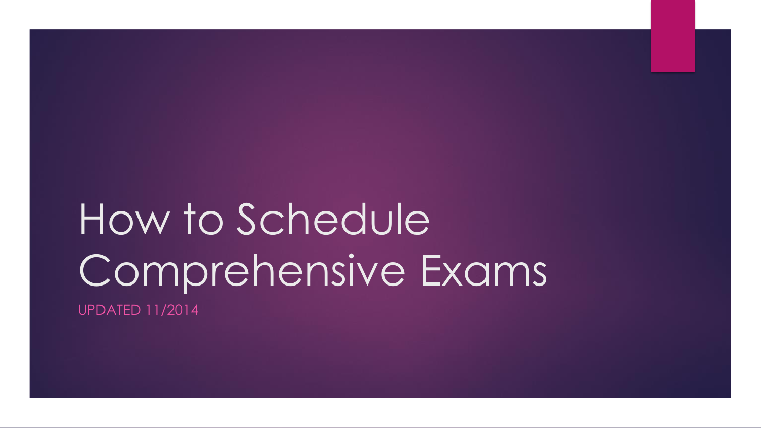# How to Schedule Comprehensive Exams

UPDATED 11/2014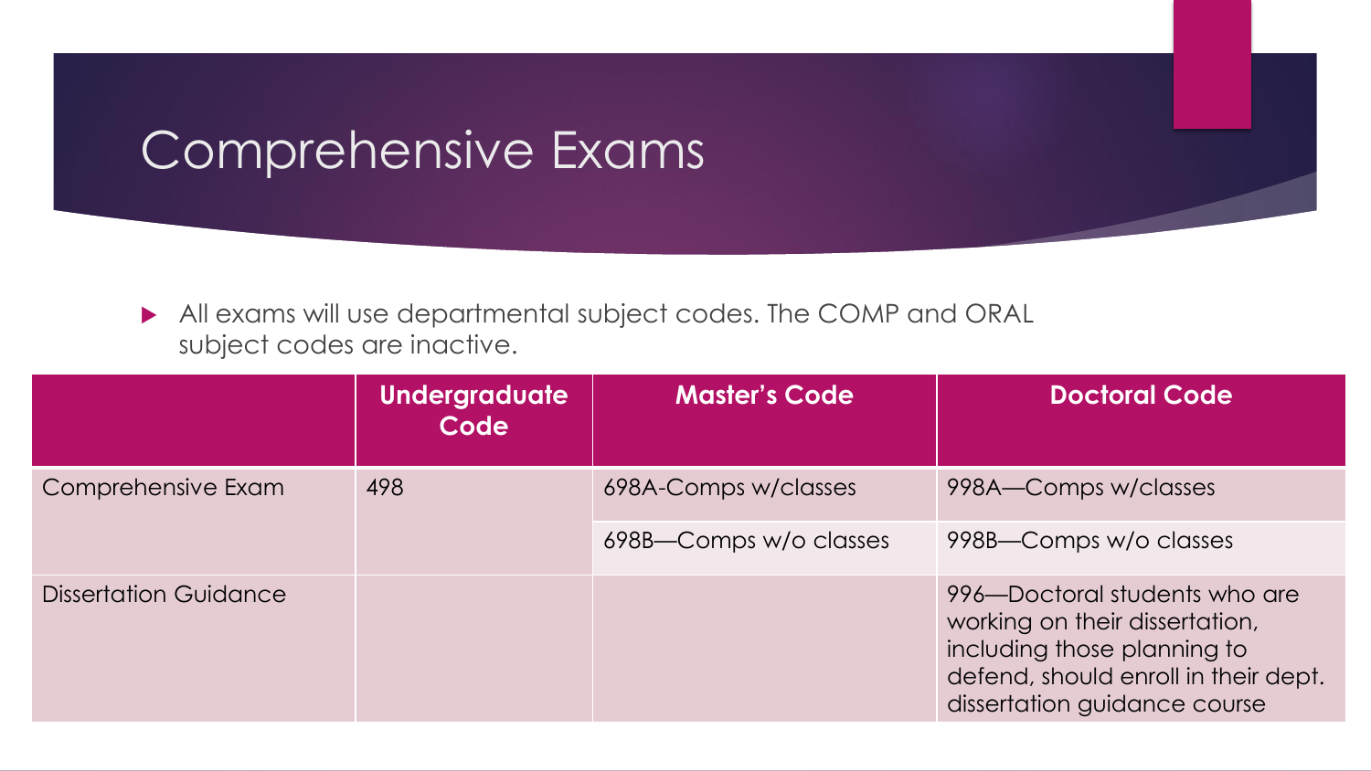# Comprehensive Exams

- All exams will use departmental subject codes. The COMP and ORAL subject codes are inactive.

| | Undergraduate Code | Master's Code | Doctoral Code |
|---|---|---|---|
| Comprehensive Exam | 498 | 698A-Comps w/classes | 998A—Comps w/classes |
| | | 698B—Comps w/o classes | 998B—Comps w/o classes |
| Dissertation Guidance | | | 996—Doctoral students who are working on their dissertation, including those planning to defend, should enroll in their dept. dissertation guidance course |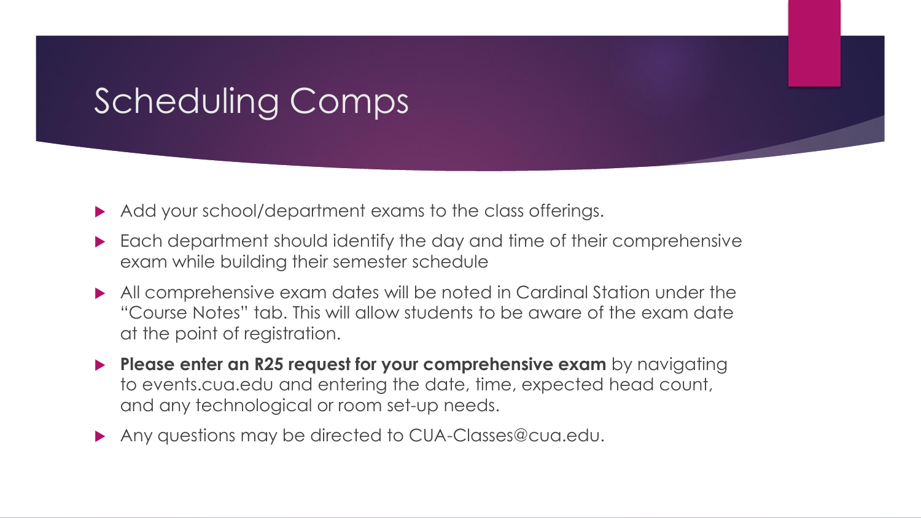# Scheduling Comps

- Add your school/department exams to the class offerings.
- Each department should identify the day and time of their comprehensive exam while building their semester schedule
- All comprehensive exam dates will be noted in Cardinal Station under the "Course Notes" tab. This will allow students to be aware of the exam date at the point of registration.
- **Please enter an R25 request for your comprehensive exam** by navigating to events.cua.edu and entering the date, time, expected head count, and any technological or room set-up needs.
- Any questions may be directed to CUA-Classes@cua.edu.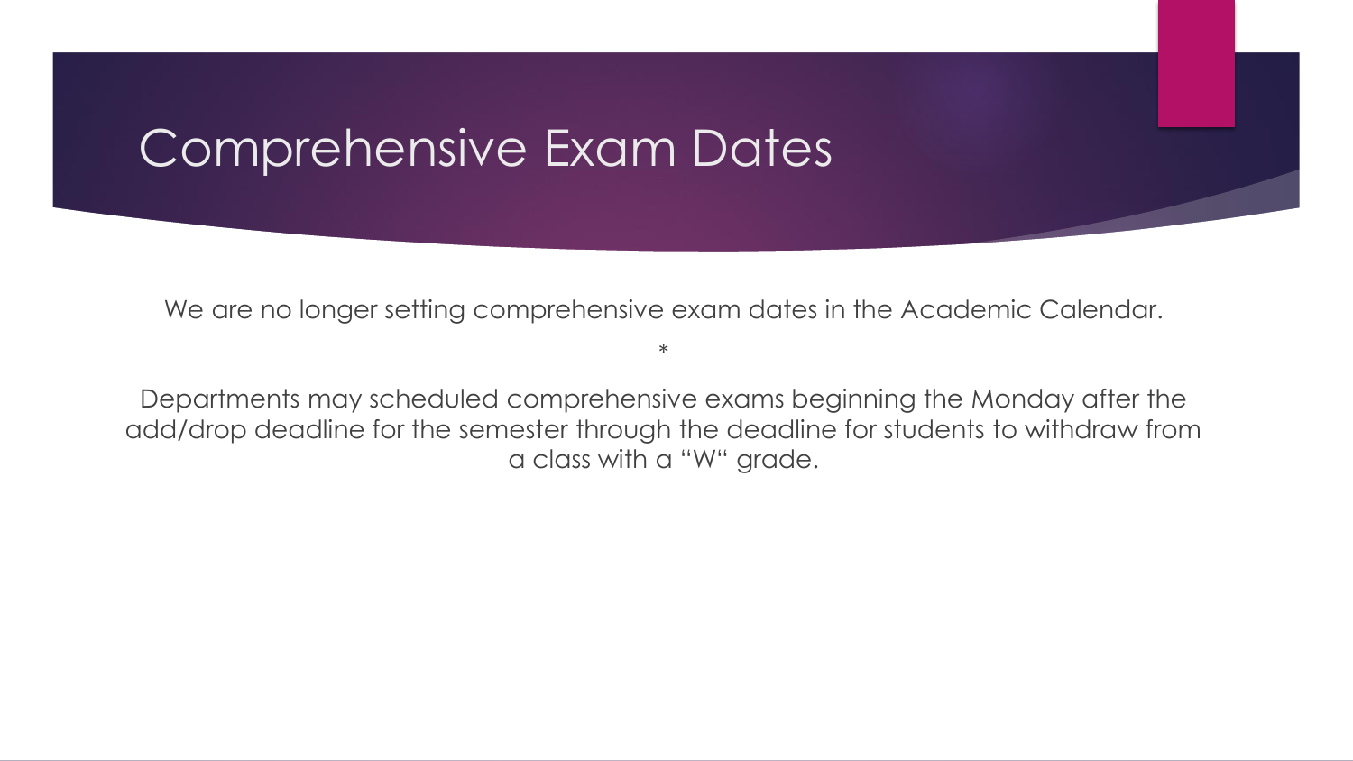# Comprehensive Exam Dates

We are no longer setting comprehensive exam dates in the Academic Calendar.

*

Departments may scheduled comprehensive exams beginning the Monday after the add/drop deadline for the semester through the deadline for students to withdraw from a class with a "W" grade.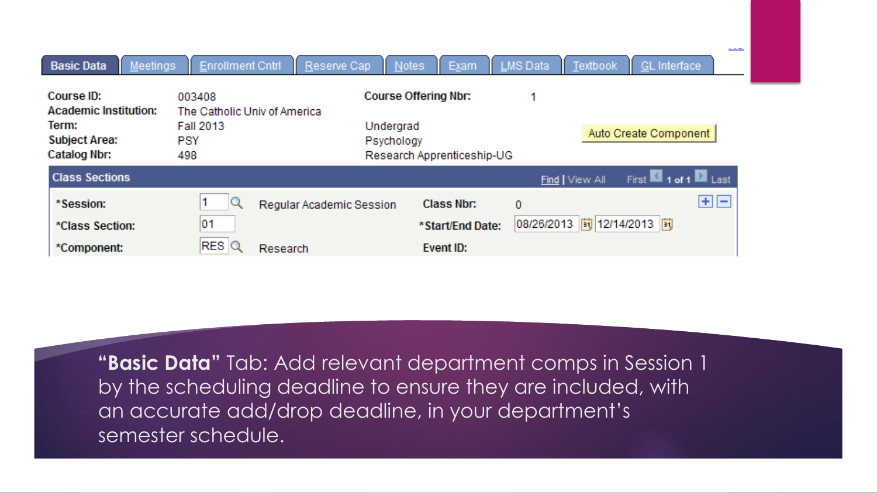Basic Data | Meetings | Enrollment Cntrl | Reserve Cap | Notes | Exam | LMS Data | Textbook | GL Interface

| | | | |
|---|---|---|---|
| **Course ID:** | 003408 | **Course Offering Nbr:** | 1 |
| **Academic Institution:** | The Catholic Univ of America | | |
| **Term:** | Fall 2013 | Undergrad | |
| **Subject Area:** | PSY | Psychology | |
| **Catalog Nbr:** | 498 | Research Apprenticeship-UG | |

Auto Create Component

**Class Sections** — Find | View All — First 1 of 1 Last

| | | | | |
|---|---|---|---|---|
| ***Session:** | 1 | Regular Academic Session | **Class Nbr:** | 0 |
| ***Class Section:** | 01 | | ***Start/End Date:** | 08/26/2013 – 12/14/2013 |
| ***Component:** | RES | Research | **Event ID:** | |

"**Basic Data**" Tab: Add relevant department comps in Session 1 by the scheduling deadline to ensure they are included, with an accurate add/drop deadline, in your department's semester schedule.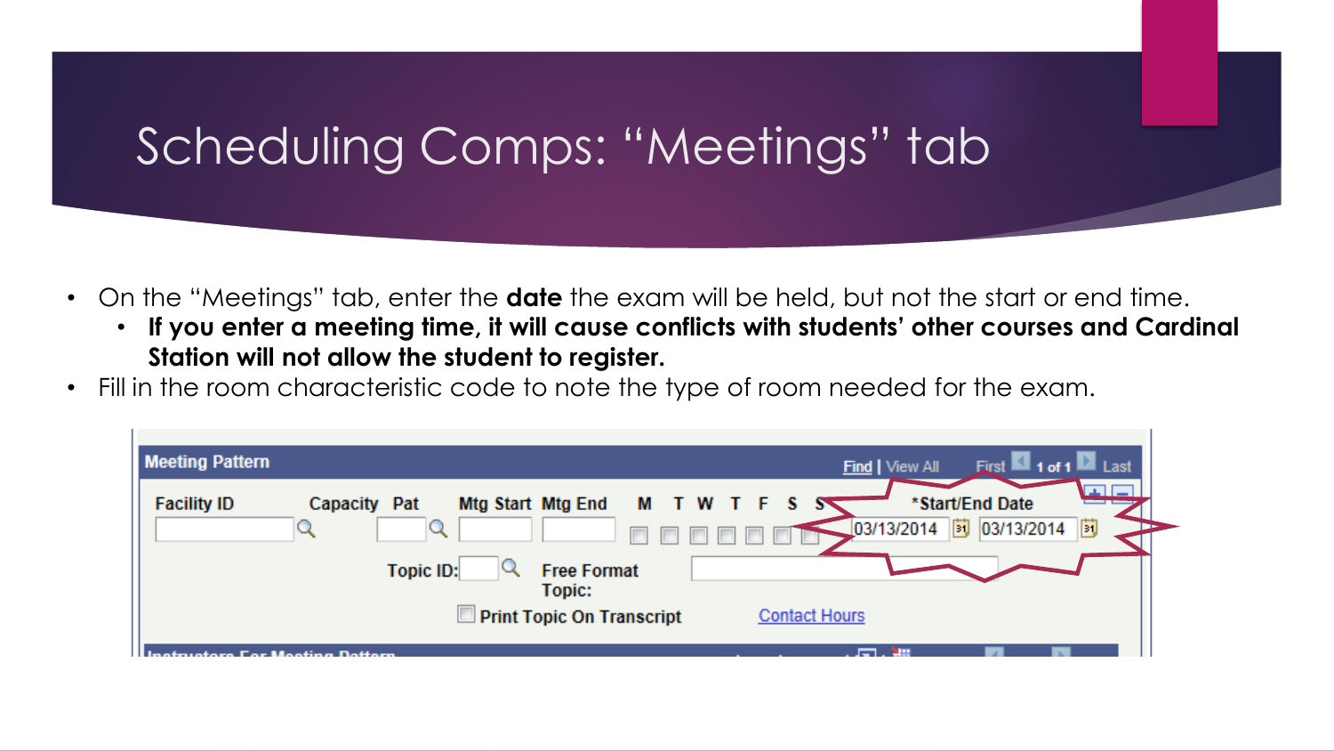# Scheduling Comps: "Meetings" tab

- On the "Meetings" tab, enter the **date** the exam will be held, but not the start or end time.
  - **If you enter a meeting time, it will cause conflicts with students' other courses and Cardinal Station will not allow the student to register.**
- Fill in the room characteristic code to note the type of room needed for the exam.

**Meeting Pattern** — Find | View All — First 1 of 1 Last

| Facility ID | Capacity | Pat | Mtg Start | Mtg End | M | T | W | T | F | S | S | *Start/End Date | |
|---|---|---|---|---|---|---|---|---|---|---|---|---|---|
| | | | | | ☐ | ☐ | ☐ | ☐ | ☐ | ☐ | ☐ | 03/13/2014 | 03/13/2014 |

Topic ID: Free Format Topic:

☐ Print Topic On Transcript — Contact Hours

Instructors For Meeting Pattern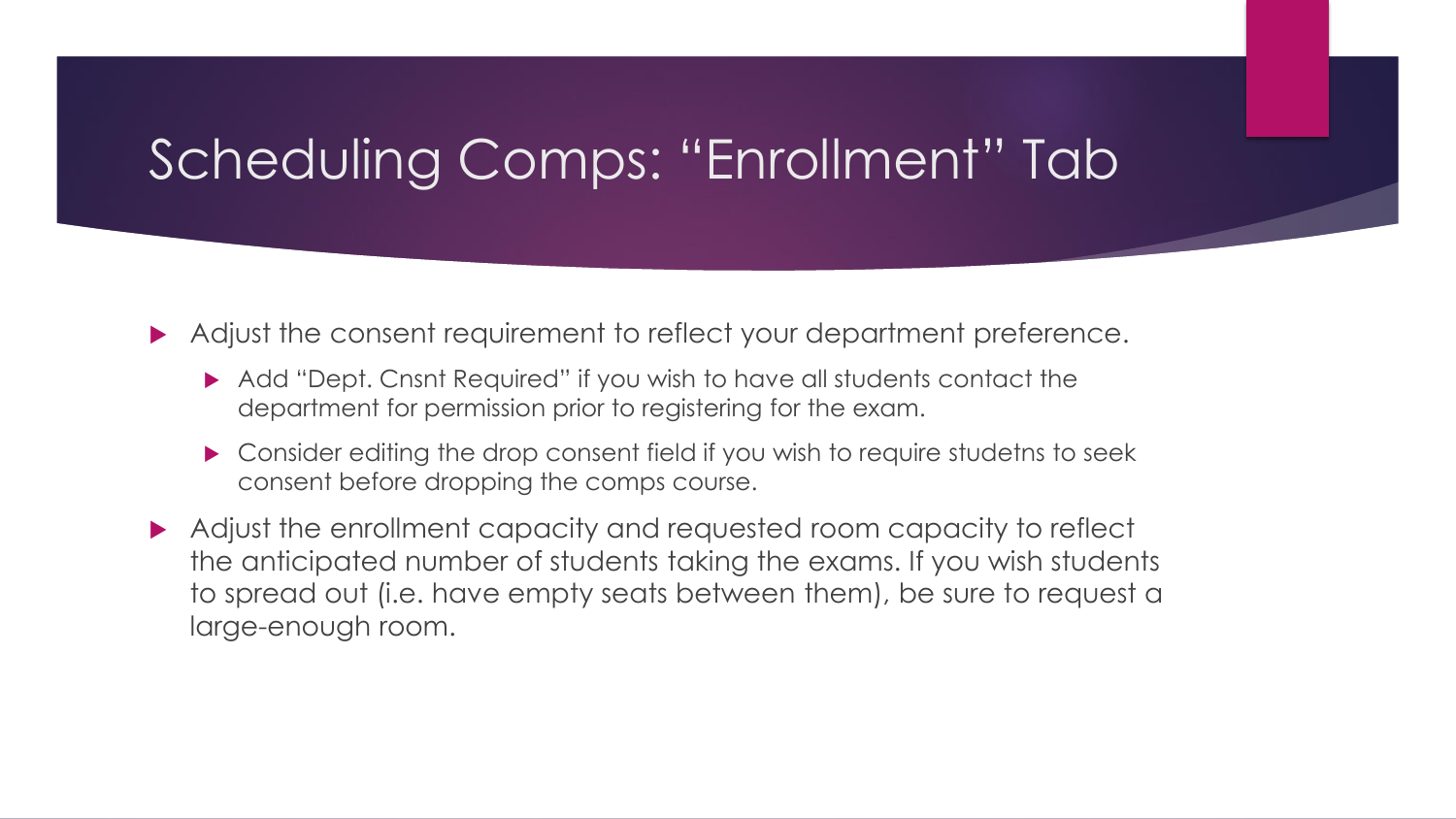# Scheduling Comps: “Enrollment” Tab

- Adjust the consent requirement to reflect your department preference.
  - Add “Dept. Cnsnt Required” if you wish to have all students contact the department for permission prior to registering for the exam.
  - Consider editing the drop consent field if you wish to require studetns to seek consent before dropping the comps course.
- Adjust the enrollment capacity and requested room capacity to reflect the anticipated number of students taking the exams. If you wish students to spread out (i.e. have empty seats between them), be sure to request a large-enough room.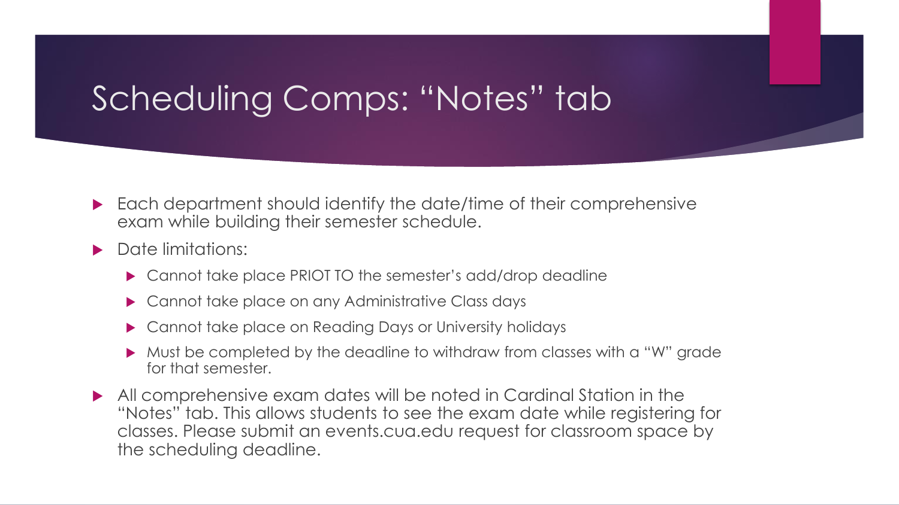# Scheduling Comps: “Notes” tab

- Each department should identify the date/time of their comprehensive exam while building their semester schedule.
- Date limitations:
  - Cannot take place PRIOT TO the semester’s add/drop deadline
  - Cannot take place on any Administrative Class days
  - Cannot take place on Reading Days or University holidays
  - Must be completed by the deadline to withdraw from classes with a “W” grade for that semester.
- All comprehensive exam dates will be noted in Cardinal Station in the “Notes” tab. This allows students to see the exam date while registering for classes. Please submit an events.cua.edu request for classroom space by the scheduling deadline.